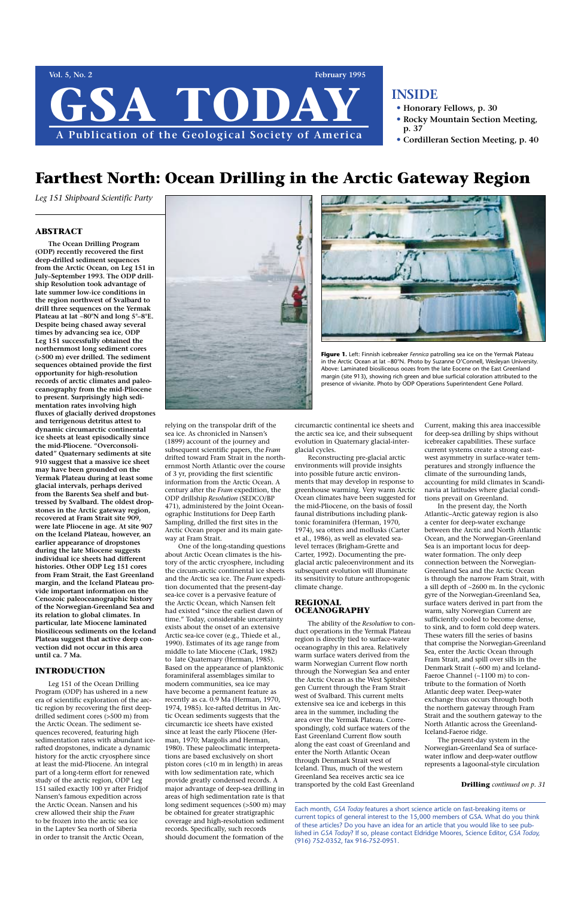# GSA TODAY

A Publication of the Geological Society of America

Vol. 5, No. 2 — February 1995

## INSIDE

- Honorary Fellows, p. 30
- Rocky Mountain Section Meeting, p. 37
- Cordilleran Section Meeting, p. 40

# Farthest North: Ocean Drilling in the Arctic Gateway Region

*Leg 151 Shipboard Scientific Party*

## ABSTRACT

**The Ocean Drilling Program (ODP) recently recovered the first deep-drilled sediment sequences from the Arctic Ocean, on Leg 151 in July–September 1993. The ODP drillship Resolution took advantage of late summer low-ice conditions in the region northwest of Svalbard to drill three sequences on the Yermak Plateau at lat ~80°N and long 5°–8°E. Despite being chased away several times by advancing sea ice, ODP Leg 151 successfully obtained the northernmost long sediment cores (>500 m) ever drilled. The sediment sequences obtained provide the first opportunity for high-resolution records of arctic climates and paleoceanography from the mid-Pliocene to present. Surprisingly high sedimentation rates involving high fluxes of glacially derived dropstones and terrigenous detritus attest to dynamic circumarctic continental ice sheets at least episodically since the mid-Pliocene. "Overconsolidated" Quaternary sediments at site 910 suggest that a massive ice sheet may have been grounded on the Yermak Plateau during at least some glacial intervals, perhaps derived from the Barents Sea shelf and buttressed by Svalbard. The oldest dropstones in the Arctic gateway region, recovered at Fram Strait site 909, were late Pliocene in age. At site 907 on the Iceland Plateau, however, an earlier appearance of dropstones during the late Miocene suggests individual ice sheets had different histories. Other ODP Leg 151 cores from Fram Strait, the East Greenland margin, and the Iceland Plateau provide important information on the Cenozoic paleoceanographic history of the Norwegian-Greenland Sea and its relation to global climates. In particular, late Miocene laminated biosiliceous sediments on the Iceland Plateau suggest that active deep convection did not occur in this area until ca. 7 Ma.**

**Figure 1.** Left: Finnish icebreaker *Fennica* patrolling sea ice on the Yermak Plateau in the Arctic Ocean at lat ~80°N. Photo by Suzanne O'Connell, Wesleyan University. Above: Laminated biosiliceous oozes from the late Eocene on the East Greenland margin (site 913), showing rich green and blue surficial coloration attributed to the presence of vivianite. Photo by ODP Operations Superintendent Gene Pollard.

## INTRODUCTION

Leg 151 of the Ocean Drilling Program (ODP) has ushered in a new era of scientific exploration of the arctic region by recovering the first deep-drilled sediment cores (>500 m) from the Arctic Ocean. The sediment sequences recovered, featuring high sedimentation rates with abundant ice-rafted dropstones, indicate a dynamic history for the arctic cryosphere since at least the mid-Pliocene. An integral part of a long-term effort for renewed study of the arctic region, ODP Leg 151 sailed exactly 100 yr after Fridtjof Nansen's famous expedition across the Arctic Ocean. Nansen and his crew allowed their ship the *Fram* to be frozen into the arctic sea ice in the Laptev Sea north of Siberia in order to transit the Arctic Ocean, relying on the transpolar drift of the sea ice. As chronicled in Nansen's (1899) account of the journey and subsequent scientific papers, the *Fram* drifted toward Fram Strait in the northernmost North Atlantic over the course of 3 yr, providing the first scientific information from the Arctic Ocean. A century after the *Fram* expedition, the ODP drillship *Resolution* (SEDCO/BP 471), administered by the Joint Oceanographic Institutions for Deep Earth Sampling, drilled the first sites in the Arctic Ocean proper and its main gateway at Fram Strait.

One of the long-standing questions about Arctic Ocean climates is the history of the arctic cryosphere, including the circum-arctic continental ice sheets and the Arctic sea ice. The *Fram* expedition documented that the present-day sea-ice cover is a pervasive feature of the Arctic Ocean, which Nansen felt had existed "since the earliest dawn of time." Today, considerable uncertainty exists about the onset of an extensive Arctic sea-ice cover (e.g., Thiede et al., 1990). Estimates of its age range from middle to late Miocene (Clark, 1982) to late Quaternary (Herman, 1985). Based on the appearance of planktonic foraminiferal assemblages similar to modern communities, sea ice may have become a permanent feature as recently as ca. 0.9 Ma (Herman, 1970, 1974, 1985). Ice-rafted detritus in Arctic Ocean sediments suggests that the circumarctic ice sheets have existed since at least the early Pliocene (Herman, 1970; Margolis and Herman, 1980). These paleoclimatic interpretations are based exclusively on short piston cores (<10 m in length) in areas with low sedimentation rate, which provide greatly condensed records. A major advantage of deep-sea drilling in areas of high sedimentation rate is that long sediment sequences (>500 m) may be obtained for greater stratigraphic coverage and high-resolution sediment records. Specifically, such records should document the formation of the circumarctic continental ice sheets and the arctic sea ice, and their subsequent evolution in Quaternary glacial-interglacial cycles.

Reconstructing pre-glacial arctic environments will provide insights into possible future arctic environments that may develop in response to greenhouse warming. Very warm Arctic Ocean climates have been suggested for the mid-Pliocene, on the basis of fossil faunal distributions including planktonic foraminifera (Herman, 1970, 1974), sea otters and mollusks (Carter et al., 1986), as well as elevated sea-level terraces (Brigham-Grette and Carter, 1992). Documenting the preglacial arctic paleoenvironment and its subsequent evolution will illuminate its sensitivity to future anthropogenic climate change.

## REGIONAL OCEANOGRAPHY

The ability of the *Resolution* to conduct operations in the Yermak Plateau region is directly tied to surface-water oceanography in this area. Relatively warm surface waters derived from the warm Norwegian Current flow north through the Norwegian Sea and enter the Arctic Ocean as the West Spitsbergen Current through the Fram Strait west of Svalbard. This current melts extensive sea ice and icebergs in this area in the summer, including the area over the Yermak Plateau. Correspondingly, cold surface waters of the East Greenland Current flow south along the east coast of Greenland and enter the North Atlantic Ocean through Denmark Strait west of Iceland. Thus, much of the western Greenland Sea receives arctic sea ice transported by the cold East Greenland Current, making this area inaccessible for deep-sea drilling by ships without icebreaker capabilities. These surface current systems create a strong east-west asymmetry in surface-water temperatures and strongly influence the climate of the surrounding lands, accounting for mild climates in Scandinavia at latitudes where glacial conditions prevail on Greenland.

In the present day, the North Atlantic–Arctic gateway region is also a center for deep-water exchange between the Arctic and North Atlantic Ocean, and the Norwegian-Greenland Sea is an important locus for deep-water formation. The only deep connection between the Norwegian-Greenland Sea and the Arctic Ocean is through the narrow Fram Strait, with a sill depth of ~2600 m. In the cyclonic gyre of the Norwegian-Greenland Sea, surface waters derived in part from the warm, salty Norwegian Current are sufficiently cooled to become dense, to sink, and to form cold deep waters. These waters fill the series of basins that comprise the Norwegian-Greenland Sea, enter the Arctic Ocean through Fram Strait, and spill over sills in the Denmark Strait (~600 m) and Iceland-Faeroe Channel (~1100 m) to contribute to the formation of North Atlantic deep water. Deep-water exchange thus occurs through both the northern gateway through Fram Strait and the southern gateway to the North Atlantic across the Greenland-Iceland-Faeroe ridge.

The present-day system in the Norwegian-Greenland Sea of surface-water inflow and deep-water outflow represents a lagoonal-style circulation

**Drilling** *continued on p. 31*

Each month, *GSA Today* features a short science article on fast-breaking items or current topics of general interest to the 15,000 members of GSA. What do you think of these articles? Do you have an idea for an article that you would like to see published in *GSA Today*? If so, please contact Eldridge Moores, Science Editor, *GSA Today*, (916) 752-0352, fax 916-752-0951.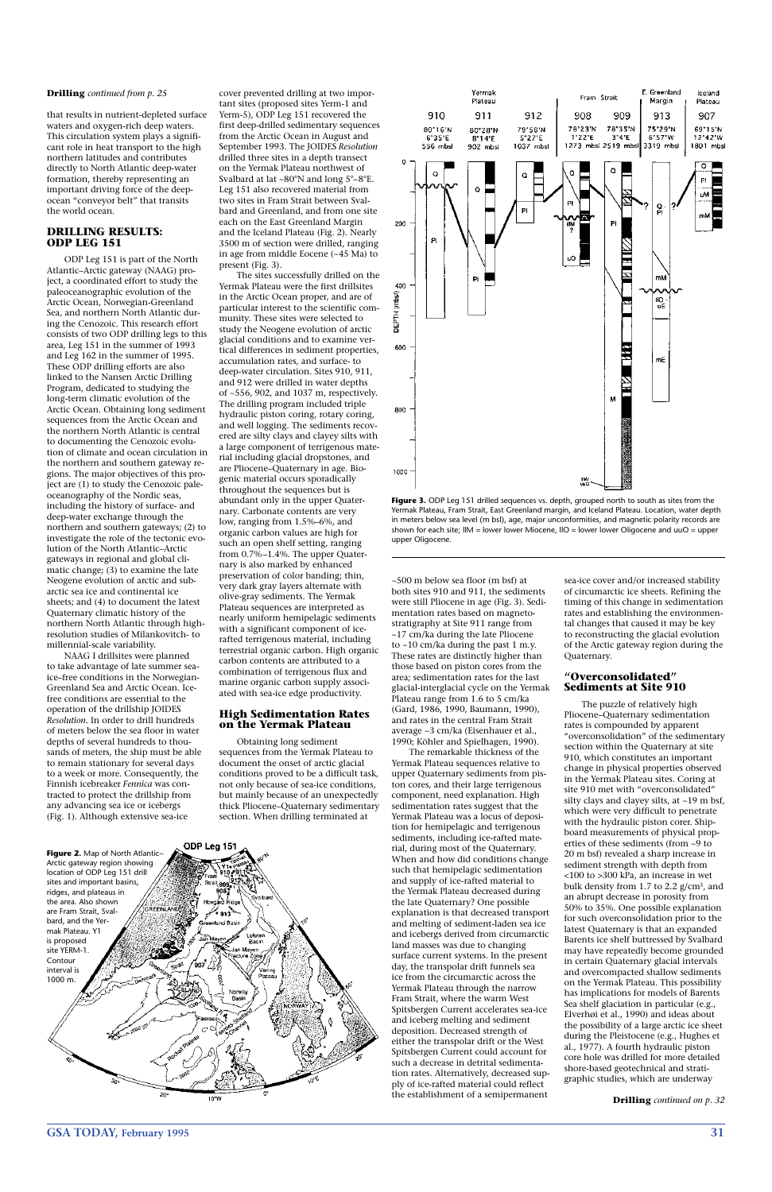**Drilling** *continued from p. 25*

that results in nutrient-depleted surface waters and oxygen-rich deep waters. This circulation system plays a significant role in heat transport to the high northern latitudes and contributes directly to North Atlantic deep-water formation, thereby representing an important driving force of the deep-ocean "conveyor belt" that transits the world ocean.

## DRILLING RESULTS: ODP LEG 151

ODP Leg 151 is part of the North Atlantic–Arctic gateway (NAAG) project, a coordinated effort to study the paleoceanographic evolution of the Arctic Ocean, Norwegian-Greenland Sea, and northern North Atlantic during the Cenozoic. This research effort consists of two ODP drilling legs to this area, Leg 151 in the summer of 1993 and Leg 162 in the summer of 1995. These ODP drilling efforts are also linked to the Nansen Arctic Drilling Program, dedicated to studying the long-term climatic evolution of the Arctic Ocean. Obtaining long sediment sequences from the Arctic Ocean and the northern North Atlantic is central to documenting the Cenozoic evolution of climate and ocean circulation in the northern and southern gateway regions. The major objectives of this project are (1) to study the Cenozoic paleoceanography of the Nordic seas, including the history of surface- and deep-water exchange through the northern and southern gateways; (2) to investigate the role of the tectonic evolution of the North Atlantic–Arctic gateways in regional and global climatic change; (3) to examine the late Neogene evolution of arctic and subarctic sea ice and continental ice sheets; and (4) to document the latest Quaternary climatic history of the northern North Atlantic through high-resolution studies of Milankovitch- to millennial-scale variability.

NAAG I drillsites were planned to take advantage of late summer sea-ice–free conditions in the Norwegian-Greenland Sea and Arctic Ocean. Ice-free conditions are essential to the operation of the drillship JOIDES *Resolution*. In order to drill hundreds of meters below the sea floor in water depths of several hundred to thousands of meters, the ship must be able to remain stationary for several days to a week or more. Consequently, the Finnish icebreaker *Fennica* was contracted to protect the drillship from any advancing sea ice or icebergs (Fig. 1). Although extensive sea-ice cover prevented drilling at two important sites (proposed sites Yerm-1 and Yerm-5), ODP Leg 151 recovered the first deep-drilled sedimentary sequences from the Arctic Ocean in August and September 1993. The JOIDES *Resolution* drilled three sites in a depth transect on the Yermak Plateau northwest of Svalbard at lat ~80°N and long 5°–8°E. Leg 151 also recovered material from two sites in Fram Strait between Svalbard and Greenland, and from one site each on the East Greenland Margin and the Iceland Plateau (Fig. 2). Nearly 3500 m of section were drilled, ranging in age from middle Eocene (~45 Ma) to present (Fig. 3).

The sites successfully drilled on the Yermak Plateau were the first drillsites in the Arctic Ocean proper, and are of particular interest to the scientific community. These sites were selected to study the Neogene evolution of arctic glacial conditions and to examine vertical differences in sediment properties, accumulation rates, and surface- to deep-water circulation. Sites 910, 911, and 912 were drilled in water depths of ~556, 902, and 1037 m, respectively. The drilling program included triple hydraulic piston coring, rotary coring, and well logging. The sediments recovered are silty clays and clayey silts with a large component of terrigenous material including glacial dropstones, and are Pliocene–Quaternary in age. Biogenic material occurs sporadically throughout the sequences but is abundant only in the upper Quaternary. Carbonate contents are very low, ranging from 1.5%–6%, and organic carbon values are high for such an open shelf setting, ranging from 0.7%–1.4%. The upper Quaternary is also marked by enhanced preservation of color banding; thin, very dark gray layers alternate with olive-gray sediments. The Yermak Plateau sequences are interpreted as nearly uniform hemipelagic sediments with a significant component of ice-rafted terrigenous material, including terrestrial organic carbon. High organic carbon contents are attributed to a combination of terrigenous flux and marine organic carbon supply associated with sea-ice edge productivity.

### High Sedimentation Rates on the Yermak Plateau

Obtaining long sediment sequences from the Yermak Plateau to document the onset of arctic glacial conditions proved to be a difficult task, not only because of sea-ice conditions, but mainly because of an unexpectedly thick Pliocene–Quaternary sedimentary section. When drilling terminated at ~500 m below sea floor (m bsf) at both sites 910 and 911, the sediments were still Pliocene in age (Fig. 3). Sedimentation rates based on magnetostratigraphy at Site 911 range from ~17 cm/ka during the late Pliocene to ~10 cm/ka during the past 1 m.y. These rates are distinctly higher than those based on piston cores from the area; sedimentation rates for the last glacial-interglacial cycle on the Yermak Plateau range from 1.6 to 5 cm/ka (Gard, 1986, 1990, Baumann, 1990), and rates in the central Fram Strait average ~3 cm/ka (Eisenhauer et al., 1990; Köhler and Spielhagen, 1990).

The remarkable thickness of the Yermak Plateau sequences relative to upper Quaternary sediments from piston cores, and their large terrigenous component, need explanation. High sedimentation rates suggest that the Yermak Plateau was a locus of deposition for hemipelagic and terrigenous sediments, including ice-rafted material, during most of the Quaternary. When and how did conditions change such that hemipelagic sedimentation and supply of ice-rafted material to the Yermak Plateau decreased during the late Quaternary? One possible explanation is that decreased transport and melting of sediment-laden sea ice and icebergs derived from circumarctic land masses was due to changing surface current systems. In the present day, the transpolar drift funnels sea ice from the circumarctic across the Yermak Plateau through the narrow Fram Strait, where the warm West Spitsbergen Current accelerates sea-ice and iceberg melting and sediment deposition. Decreased strength of either the transpolar drift or the West Spitsbergen Current could account for such a decrease in detrital sedimentation rates. Alternatively, decreased supply of ice-rafted material could reflect the establishment of a semipermanent sea-ice cover and/or increased stability of circumarctic ice sheets. Refining the timing of this change in sedimentation rates and establishing the environmental changes that caused it may be key to reconstructing the glacial evolution of the Arctic gateway region during the Quaternary.

**Figure 2.** Map of North Atlantic–Arctic gateway region showing location of ODP Leg 151 drill sites and important basins, ridges, and plateaus in the area. Also shown are Fram Strait, Svalbard, and the Yermak Plateau. Y1 is proposed site YERM-1. Contour interval is 1000 m.

**Figure 3.** ODP Leg 151 drilled sequences vs. depth, grouped north to south as sites from the Yermak Plateau, Fram Strait, East Greenland margin, and Iceland Plateau. Location, water depth in meters below sea level (m bsl), age, major unconformities, and magnetic polarity records are shown for each site; lIM = lower lower Miocene, lIO = lower lower Oligocene and uuO = upper upper Oligocene.

### "Overconsolidated" Sediments at Site 910

The puzzle of relatively high Pliocene–Quaternary sedimentation rates is compounded by apparent "overconsolidation" of the sedimentary section within the Quaternary at site 910, which constitutes an important change in physical properties observed in the Yermak Plateau sites. Coring at site 910 met with "overconsolidated" silty clays and clayey silts at ~19 m bsf, which were very difficult to penetrate with the hydraulic piston corer. Shipboard measurements of physical properties of these sediments (from ~9 to 20 m bsf) revealed a sharp increase in sediment strength with depth from <100 to >300 kPa, an increase in wet bulk density from 1.7 to 2.2 g/cm$^3$, and an abrupt decrease in porosity from 50% to 35%. One possible explanation for such overconsolidation prior to the latest Quaternary is that an expanded Barents ice shelf buttressed by Svalbard may have repeatedly become grounded in certain Quaternary glacial intervals and overcompacted shallow sediments on the Yermak Plateau. This possibility has implications for models of Barents Sea shelf glaciation in particular (e.g., Elverhøi et al., 1990) and ideas about the possibility of a large arctic ice sheet during the Pleistocene (e.g., Hughes et al., 1977). A fourth hydraulic piston core hole was drilled for more detailed shore-based geotechnical and stratigraphic studies, which are underway

**Drilling** *continued on p. 32*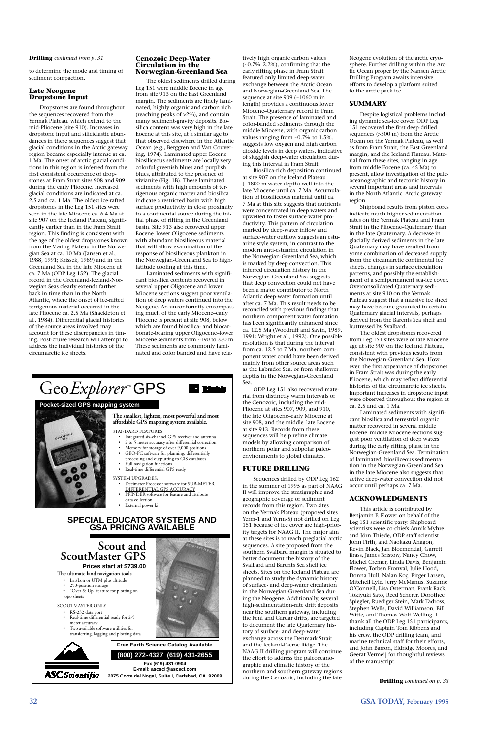**Drilling** *continued from p. 31*

to determine the mode and timing of sediment compaction.

## Late Neogene Dropstone Input

Dropstones are found throughout the sequences recovered from the Yermak Plateau, which extend to the mid-Pliocene (site 910). Increases in dropstone input and siliciclastic abundances in these sequences suggest that glacial conditions in the Arctic gateway region became especially intense at ca. 1 Ma. The onset of arctic glacial conditions in this region is inferred from the first consistent occurrence of dropstones at Fram Strait sites 908 and 909 during the early Pliocene. Increased glacial conditions are indicated at ca. 2.5 and ca. 1 Ma. The oldest ice-rafted dropstones in the Leg 151 sites were seen in the late Miocene ca. 6.4 Ma at site 907 on the Iceland Plateau, significantly earlier than in the Fram Strait region. This finding is consistent with the age of the oldest dropstones known from the Vøring Plateau in the Norwegian Sea at ca. 10 Ma (Jansen et al., 1988, 1991; Krissek, 1989) and in the Greenland Sea in the late Miocene at ca. 7 Ma (ODP Leg 152). The glacial record in the Greenland-Iceland-Norwegian Seas clearly extends farther back in time than in the North Atlantic, where the onset of ice-rafted terrigenous material occurred in the late Pliocene ca. 2.5 Ma (Shackleton et al., 1984). Differential glacial histories of the source areas involved may account for these discrepancies in timing. Post-cruise research will attempt to address the individual histories of the circumarctic ice sheets.

## Cenozoic Deep-Water Circulation in the Norwegian-Greenland Sea

The oldest sediments drilled during Leg 151 were middle Eocene in age from site 913 on the East Greenland margin. The sediments are finely laminated, highly organic and carbon rich (reaching peaks of >2%), and contain many sediment-gravity deposits. Biosilica content was very high in the late Eocene at this site, at a similar age to that observed elsewhere in the Atlantic Ocean (e.g., Berggren and Van Couvering, 1974). Laminated upper Eocene biosiliceous sediments are locally very colorful greenish blues and purplish blues, attributed to the presence of vivianite (Fig. 1B). These laminated sediments with high amounts of terrigenous organic matter and biosilica indicate a restricted basin with high surface productivity in close proximity to a continental source during the initial phase of rifting in the Greenland basin. Site 913 also recovered upper Eocene–lower Oligocene sediments with abundant biosiliceous material that will allow examination of the response of biosiliceous plankton in the Norwegian-Greenland Sea to high-latitude cooling at this time.

Laminated sediments with significant biosilica contents recovered in several upper Oligocene and lower Miocene sections suggest poor ventilation of deep waters continued into the Neogene. An unconformity encompassing much of the early Miocene–early Pliocene is present at site 908, below which are found biosilica- and biocarbonate-bearing upper Oligocene–lower Miocene sediments from ~190 to 330 m. These sediments are commonly laminated and color banded and have relatively high organic carbon values (~0.7%–2.2%), confirming that the early rifting phase in Fram Strait featured only limited deep-water exchange between the Arctic Ocean and Norwegian-Greenland Sea. The sequence at site 909 (~1060 m in length) provides a continuous lower Miocene–Quaternary record in Fram Strait. The presence of laminated and color-banded sediments through the middle Miocene, with organic carbon values ranging from ~0.7% to 1.5%, suggests low oxygen and high carbon dioxide levels in deep waters, indicative of sluggish deep-water circulation during this interval in Fram Strait.

Biosilica-rich deposition continued at site 907 on the Iceland Plateau (~1800 m water depth) well into the late Miocene until ca. 7 Ma. Accumulation of biosiliceous material until ca. 7 Ma at this site suggests that nutrients were concentrated in deep waters and upwelled to foster surface-water productivity. This pattern of circulation marked by deep-water inflow and surface-water outflow suggests an estuarine-style system, in contrast to the modern anti-estuarine circulation in the Norwegian-Greenland Sea, which is marked by deep convection. This inferred circulation history in the Norwegian-Greenland Sea suggests that deep convection could not have been a major contributor to North Atlantic deep-water formation until after ca. 7 Ma. This result needs to be reconciled with previous findings that northern component water formation has been significantly enhanced since ca. 12.5 Ma (Woodruff and Savin, 1989, 1991; Wright et al., 1992). One possible resolution is that during the interval from ca. 12.5 to 7 Ma, northern component water could have been derived mainly from other source areas such as the Labrador Sea, or from shallower depths in the Norwegian-Greenland Sea.

ODP Leg 151 also recovered material from distinctly warm intervals of the Cenozoic, including the mid-Pliocene at sites 907, 909, and 910, the late Oligocene–early Miocene at site 908, and the middle–late Eocene at site 913. Records from these sequences will help refine climate models by allowing comparison of northern polar and subpolar paleoenvironments to global climates.

## FUTURE DRILLING

Sequences drilled by ODP Leg 162 in the summer of 1995 as part of NAAG II will improve the stratigraphic and geographic coverage of sediment records from this region. Two sites on the Yermak Plateau (proposed sites Yerm-1 and Yerm-5) not drilled on Leg 151 because of ice cover are high-priority targets for NAAG II. The major aim at these sites is to reach preglacial arctic sequences. A site proposed from the southern Svalbard margin is situated to better document the history of the Svalbard and Barents Sea shelf ice sheets. Sites on the Iceland Plateau are planned to study the dynamic history of surface- and deep-water circulation in the Norwegian-Greenland Sea during the Neogene. Additionally, several high-sedimentation-rate drift deposits near the southern gateway, including the Feni and Gardar drifts, are targeted to document the late Quaternary history of surface- and deep-water exchange across the Denmark Strait and the Iceland-Faeroe Ridge. The NAAG II drilling program will continue the effort to address the paleoceanographic and climatic history of the northern and southern gateway regions during the Cenozoic, including the late Neogene evolution of the arctic cryosphere. Further drilling within the Arctic Ocean proper by the Nansen Arctic Drilling Program awaits intensive efforts to develop a platform suited to the arctic pack ice.

## SUMMARY

Despite logistical problems including dynamic sea-ice cover, ODP Leg 151 recovered the first deep-drilled sequences (>500 m) from the Arctic Ocean on the Yermak Plateau, as well as from Fram Strait, the East Greenland margin, and the Iceland Plateau. Material from these sites, ranging in age from middle Eocene (ca. 45 Ma) to present, allow investigation of the paleoceanographic and tectonic history in several important areas and intervals in the North Atlantic–Arctic gateway region.

Shipboard results from piston cores indicate much higher sedimentation rates on the Yermak Plateau and Fram Strait in the Pliocene–Quaternary than in the late Quaternary. A decrease in glacially derived sediments in the late Quaternary may have resulted from some combination of decreased supply from the circumarctic continental ice sheets, changes in surface circulation patterns, and possibly the establishment of a semipermanent sea-ice cover. Overconsolidated Quaternary sediments at site 910 on the Yermak Plateau suggest that a massive ice sheet may have become grounded in certain Quaternary glacial intervals, perhaps derived from the Barents Sea shelf and buttressed by Svalbard.

The oldest dropstones recovered from Leg 151 sites were of late Miocene age at site 907 on the Iceland Plateau, consistent with previous results from the Norwegian-Greenland Sea. However, the first appearance of dropstones in Fram Strait was during the early Pliocene, which may reflect differential histories of the circumarctic ice sheets. Important increases in dropstone input were observed throughout the region at ca. 2.5 and ca. 1 Ma.

Laminated sediments with significant biosilica and terrestrial organic matter recovered in several middle Eocene–middle Miocene sections suggest poor ventilation of deep waters during the early rifting phase in the Norwegian-Greenland Sea. Termination of laminated, biosiliceous sedimentation in the Norwegian-Greenland Sea in the late Miocene also suggests that active deep-water convection did not occur until perhaps ca. 7 Ma.

## ACKNOWLEDGMENTS

This article is contributed by Benjamin P. Flower on behalf of the Leg 151 scientific party. Shipboard scientists were co-chiefs Annik Myhre and Jörn Thiede, ODP staff scientist John Firth, and Naokazu Ahagon, Kevin Black, Jan Bloemendal, Garrett Brass, James Bristow, Nancy Chow, Michel Cremer, Linda Davis, Benjamin Flower, Torben Fronval, Julie Hood, Donna Hull, Nalan Koç, Birger Larsen, Mitchell Lyle, Jerry McManus, Suzanne O'Connell, Lisa Osterman, Frank Rack, Tokiyuki Sato, Reed Scherer, Dorothee Spiegler, Ruediger Stein, Mark Tadross, Stephen Wells, David Williamson, Bill Witte, and Thomas Wolf-Welling. I thank all the ODP Leg 151 participants, including Captain Tom Ribbens and his crew, the ODP drilling team, and marine technical staff for their efforts, and John Barron, Eldridge Moores, and Geerat Vermeij for thoughtful reviews of the manuscript.

**Drilling** *continued on p. 33*

---

# GeoExplorer™ GPS

**Pocket-sized GPS mapping system**

**The smallest, lightest, most powerful and most affordable GPS mapping system available.**

STANDARD FEATURES:
- Integrated six-channel GPS receiver and antenna
- 2 to 5 meter accuracy after differential correction
- Memory for storage of over 9,000 positions
- GEO-PC software for planning, differentially processing and outputting to GIS databases
- Full navigation functions
- Real-time differential GPS ready

SYSTEM UPGRADES:
- Decimeter Processor software for SUB-METER DIFFERENTIAL GPS ACCURACY
- PFINDER software for feature and attribute data collection
- External power kit

**SPECIAL EDUCATOR SYSTEMS AND GSA PRICING AVAILABLE**

## Scout and ScoutMaster GPS

**Prices start at $739.00**

**The ultimate land navigation tools**
- Lat/Lon or UTM plus altitude
- 250-position storage
- "Over & Up" feature for plotting on topo sheets

SCOUTMASTER ONLY
- RS-232 data port
- Real-time differential ready for 2-5 meter accuracy
- Two available software utilities for transferring, logging and plotting data

**Free Earth Science Catalog Available**

**(800) 272-4327 (619) 431-2655**

**Fax (619) 431-0904**
**E-mail: ascsci@ascsci.com**
**2075 Corte del Nogal, Suite I, Carlsbad, CA 92009**

ASC Scientific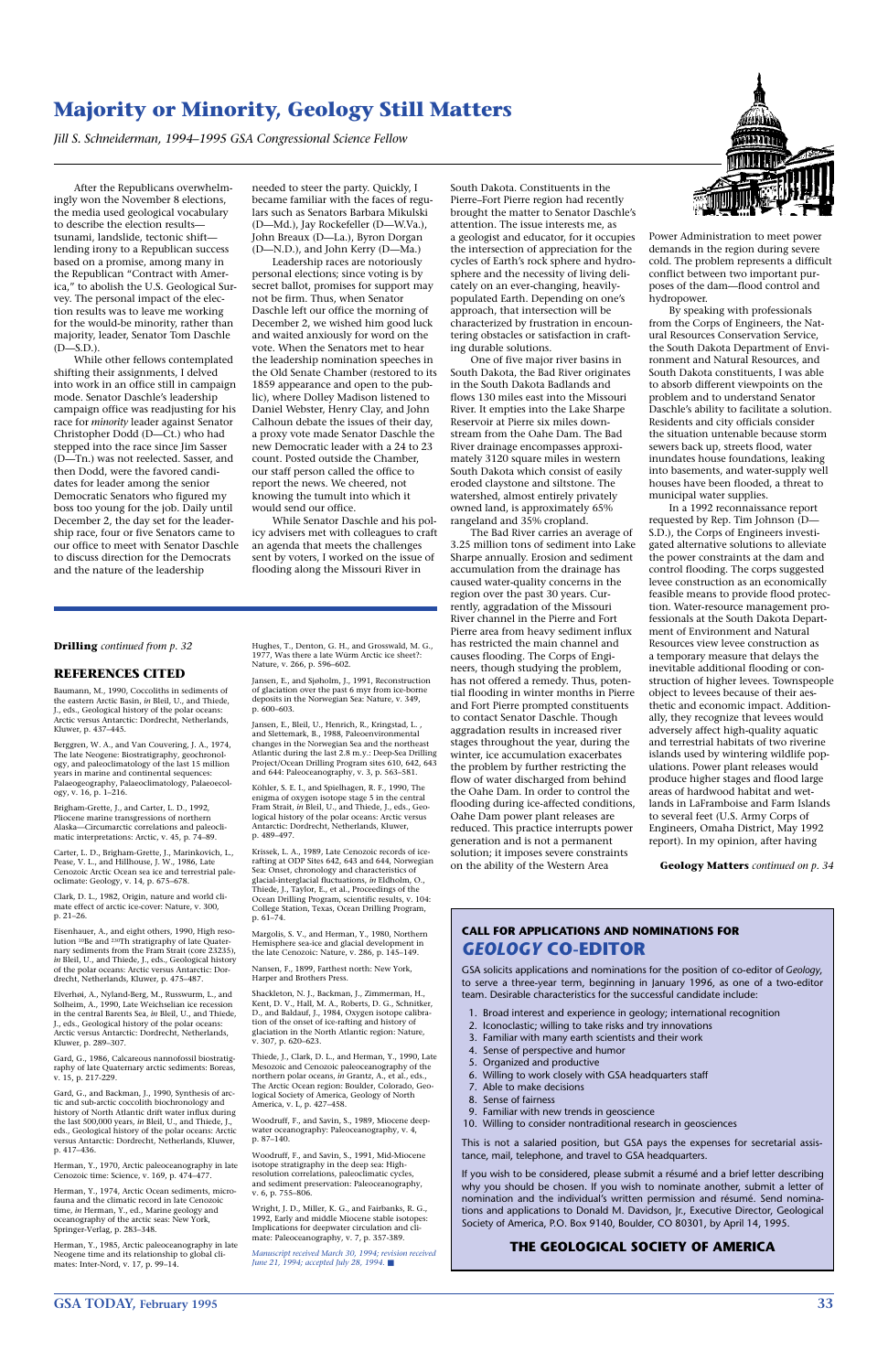# Majority or Minority, Geology Still Matters

*Jill S. Schneiderman, 1994–1995 GSA Congressional Science Fellow*

After the Republicans overwhelmingly won the November 8 elections, the media used geological vocabulary to describe the election results—tsunami, landslide, tectonic shift—lending irony to a Republican success based on a promise, among many in the Republican "Contract with America," to abolish the U.S. Geological Survey. The personal impact of the election results was to leave me working for the would-be minority, rather than majority, leader, Senator Tom Daschle (D—S.D.).

While other fellows contemplated shifting their assignments, I delved into work in an office still in campaign mode. Senator Daschle's leadership campaign office was readjusting for his race for *minority* leader against Senator Christopher Dodd (D—Ct.) who had stepped into the race since Jim Sasser (D—Tn.) was not reelected. Sasser, and then Dodd, were the favored candidates for leader among the senior Democratic Senators who figured my boss too young for the job. Daily until December 2, the day set for the leadership race, four or five Senators came to our office to meet with Senator Daschle to discuss direction for the Democrats and the nature of the leadership needed to steer the party. Quickly, I became familiar with the faces of regulars such as Senators Barbara Mikulski (D—Md.), Jay Rockefeller (D—W.Va.), John Breaux (D—La.), Byron Dorgan (D—N.D.), and John Kerry (D—Ma.)

Leadership races are notoriously personal elections; since voting is by secret ballot, promises for support may not be firm. Thus, when Senator Daschle left our office the morning of December 2, we wished him good luck and waited anxiously for word on the vote. When the Senators met to hear the leadership nomination speeches in the Old Senate Chamber (restored to its 1859 appearance and open to the public), where Dolley Madison listened to Daniel Webster, Henry Clay, and John Calhoun debate the issues of their day, a proxy vote made Senator Daschle the new Democratic leader with a 24 to 23 count. Posted outside the Chamber, our staff person called the office to report the news. We cheered, not knowing the tumult into which it would send our office.

While Senator Daschle and his policy advisers met with colleagues to craft an agenda that meets the challenges sent by voters, I worked on the issue of flooding along the Missouri River in South Dakota. Constituents in the Pierre–Fort Pierre region had recently brought the matter to Senator Daschle's attention. The issue interests me, as a geologist and educator, for it occupies the intersection of appreciation for the cycles of Earth's rock sphere and hydrosphere and the necessity of living delicately on an ever-changing, heavily-populated Earth. Depending on one's approach, that intersection will be characterized by frustration in encountering obstacles or satisfaction in crafting durable solutions.

One of five major river basins in South Dakota, the Bad River originates in the South Dakota Badlands and flows 130 miles east into the Missouri River. It empties into the Lake Sharpe Reservoir at Pierre six miles downstream from the Oahe Dam. The Bad River drainage encompasses approximately 3120 square miles in western South Dakota which consist of easily eroded claystone and siltstone. The watershed, almost entirely privately owned land, is approximately 65% rangeland and 35% cropland.

The Bad River carries an average of 3.25 million tons of sediment into Lake Sharpe annually. Erosion and sediment accumulation from the drainage has caused water-quality concerns in the region over the past 30 years. Currently, aggradation of the Missouri River channel in the Pierre and Fort Pierre area from heavy sediment influx has restricted the main channel and causes flooding. The Corps of Engineers, though studying the problem, has not offered a remedy. Thus, potential flooding in winter months in Pierre and Fort Pierre prompted constituents to contact Senator Daschle. Though aggradation results in increased river stages throughout the year, during the winter, ice accumulation exacerbates the problem by further restricting the flow of water discharged from behind the Oahe Dam. In order to control the flooding during ice-affected conditions, Oahe Dam power plant releases are reduced. This practice interrupts power generation and is not a permanent solution; it imposes severe constraints on the ability of the Western Area Power Administration to meet power demands in the region during severe cold. The problem represents a difficult conflict between two important purposes of the dam—flood control and hydropower.

By speaking with professionals from the Corps of Engineers, the Natural Resources Conservation Service, the South Dakota Department of Environment and Natural Resources, and South Dakota constituents, I was able to absorb different viewpoints on the problem and to understand Senator Daschle's ability to facilitate a solution. Residents and city officials consider the situation untenable because storm sewers back up, streets flood, water inundates house foundations, leaking into basements, and water-supply well houses have been flooded, a threat to municipal water supplies.

In a 1992 reconnaissance report requested by Rep. Tim Johnson (D—S.D.), the Corps of Engineers investigated alternative solutions to alleviate the power constraints at the dam and control flooding. The corps suggested levee construction as an economically feasible means to provide flood protection. Water-resource management professionals at the South Dakota Department of Environment and Natural Resources view levee construction as a temporary measure that delays the inevitable additional flooding or construction of higher levees. Townspeople object to levees because of their aesthetic and economic impact. Additionally, they recognize that levees would adversely affect high-quality aquatic and terrestrial habitats of two riverine islands used by wintering wildlife populations. Power plant releases would produce higher stages and flood large areas of hardwood habitat and wetlands in LaFramboise and Farm Islands to several feet (U.S. Army Corps of Engineers, Omaha District, May 1992 report). In my opinion, after having

**Geology Matters** *continued on p. 34*

---

**Drilling** *continued from p. 32*

## REFERENCES CITED

Baumann, M., 1990, Coccoliths in sediments of the eastern Arctic Basin, *in* Bleil, U., and Thiede, J., eds., Geological history of the polar oceans: Arctic versus Antarctic: Dordrecht, Netherlands, Kluwer, p. 437–445.

Berggren, W. A., and Van Couvering, J. A., 1974, The late Neogene: Biostratigraphy, geochronology, and paleoclimatology of the last 15 million years in marine and continental sequences: Palaeogeography, Palaeoclimatology, Palaeoecology, v. 16, p. 1–216.

Brigham-Grette, J., and Carter, L. D., 1992, Pliocene marine transgressions of northern Alaska—Circumarctic correlations and paleoclimatic interpretations: Arctic, v. 45, p. 74–89.

Carter, L. D., Brigham-Grette, J., Marinkovich, L., Pease, V. L., and Hillhouse, J. W., 1986, Late Cenozoic Arctic Ocean sea ice and terrestrial paleoclimate: Geology, v. 14, p. 675–678.

Clark, D. L., 1982, Origin, nature and world climate effect of arctic ice-cover: Nature, v. 300, p. 321–326.

Eisenhauer, A., and eight others, 1990, High resolution $^{10}$Be and $^{230}$Th stratigraphy of late Quaternary sediments from the Fram Strait (core 23235), *in* Bleil, U., and Thiede, J., eds., Geological history of the polar oceans: Arctic versus Antarctic: Dordrecht, Netherlands, Kluwer, p. 475–487.

Elverhøi, A., Nyland-Berg, M., Russwurm, L., and Solheim, A., 1990, Late Weichselian ice recession in the central Barents Sea, *in* Bleil, U., and Thiede, J., eds., Geological history of the polar oceans: Arctic versus Antarctic: Dordrecht, Netherlands, Kluwer, p. 289–307.

Gard, G., 1986, Calcareous nannofossil biostratigraphy of late Quaternary arctic sediments: Boreas, v. 15, p. 217-229.

Gard, G., and Backman, J., 1990, Synthesis of arctic and sub-arctic coccolith biochronology and history of North Atlantic drift water influx during the last 500,000 years, *in* Bleil, U., and Thiede, J., eds., Geological history of the polar oceans: Arctic versus Antarctic: Dordrecht, Netherlands, Kluwer, p. 417–436.

Herman, Y., 1970, Arctic paleoceanography in late Cenozoic time: Science, v. 169, p. 474–477.

Herman, Y., 1974, Arctic Ocean sediments, microfauna and the climatic record in late Cenozoic time, *in* Herman, Y., ed., Marine geology and oceanography of the arctic seas: New York, Springer-Verlag, p. 283–348.

Herman, Y., 1985, Arctic paleoceanography in late Neogene time and its relationship to global climates: Inter-Nord, v. 17, p. 99–14.

Hughes, T., Denton, G. H., and Grosswald, M. G., 1977, Was there a late Würm Arctic ice sheet?: Nature, v. 266, p. 596–602.

Jansen, E., and Sjøholm, J., 1991, Reconstruction of glaciation over the past 6 myr from ice-borne deposits in the Norwegian Sea: Nature, v. 349, p. 600–603.

Jansen, E., Bleil, U., Henrich, R., Kringstad, L. , and Slettemark, B., 1988, Paleoenvironmental changes in the Norwegian Sea and the northeast Atlantic during the last 2.8 m.y.: Deep-Sea Drilling Project/Ocean Drilling Program sites 610, 642, 643 and 644: Paleoceanography, v. 3, p. 563–581.

Köhler, S. E. I., and Spielhagen, R. F., 1990, The enigma of oxygen isotope stage 5 in the central Fram Strait, *in* Bleil, U., and Thiede, J., eds., Geological history of the polar oceans: Arctic versus Antarctic: Dordrecht, Netherlands, Kluwer, p. 489–497.

Krissek, L. A., 1989, Late Cenozoic records of ice-rafting at ODP Sites 642, 643 and 644, Norwegian Sea: Onset, chronology and characteristics of glacial-interglacial fluctuations, *in* Eldholm, O., Thiede, J., Taylor, E., et al., Proceedings of the Ocean Drilling Program, scientific results, v. 104: College Station, Texas, Ocean Drilling Program, p. 61–74.

Margolis, S. V., and Herman, Y., 1980, Northern Hemisphere sea-ice and glacial development in the late Cenozoic: Nature, v. 286, p. 145–149.

Nansen, F., 1899, Farthest north: New York, Harper and Brothers Press.

Shackleton, N. J., Backman, J., Zimmerman, H., Kent, D. V., Hall, M. A., Roberts, D. G., Schnitker, D., and Baldauf, J., 1984, Oxygen isotope calibration of the onset of ice-rafting and history of glaciation in the North Atlantic region: Nature, v. 307, p. 620–623.

Thiede, J., Clark, D. L., and Herman, Y., 1990, Late Mesozoic and Cenozoic paleoceanography of the northern polar oceans, *in* Grantz, A., et al., eds., The Arctic Ocean region: Boulder, Colorado, Geological Society of America, Geology of North America, v. L, p. 427–458.

Woodruff, F., and Savin, S., 1989, Miocene deepwater oceanography: Paleoceanography, v. 4, p. 87–140.

Woodruff, F., and Savin, S., 1991, Mid-Miocene isotope stratigraphy in the deep sea: High-resolution correlations, paleoclimatic cycles, and sediment preservation: Paleoceanography, v. 6, p. 755–806.

Wright, J. D., Miller, K. G., and Fairbanks, R. G., 1992, Early and middle Miocene stable isotopes: Implications for deepwater circulation and climate: Paleoceanography, v. 7, p. 357-389.

*Manuscript received March 30, 1994; revision received June 21, 1994; accepted July 28, 1994.* ■

---

## CALL FOR APPLICATIONS AND NOMINATIONS FOR *GEOLOGY* CO-EDITOR

GSA solicits applications and nominations for the position of co-editor of *Geology*, to serve a three-year term, beginning in January 1996, as one of a two-editor team. Desirable characteristics for the successful candidate include:

1. Broad interest and experience in geology; international recognition
2. Iconoclastic; willing to take risks and try innovations
3. Familiar with many earth scientists and their work
4. Sense of perspective and humor
5. Organized and productive
6. Willing to work closely with GSA headquarters staff
7. Able to make decisions
8. Sense of fairness
9. Familiar with new trends in geoscience
10. Willing to consider nontraditional research in geosciences

This is not a salaried position, but GSA pays the expenses for secretarial assistance, mail, telephone, and travel to GSA headquarters.

If you wish to be considered, please submit a résumé and a brief letter describing why you should be chosen. If you wish to nominate another, submit a letter of nomination and the individual's written permission and résumé. Send nominations and applications to Donald M. Davidson, Jr., Executive Director, Geological Society of America, P.O. Box 9140, Boulder, CO 80301, by April 14, 1995.

**THE GEOLOGICAL SOCIETY OF AMERICA**